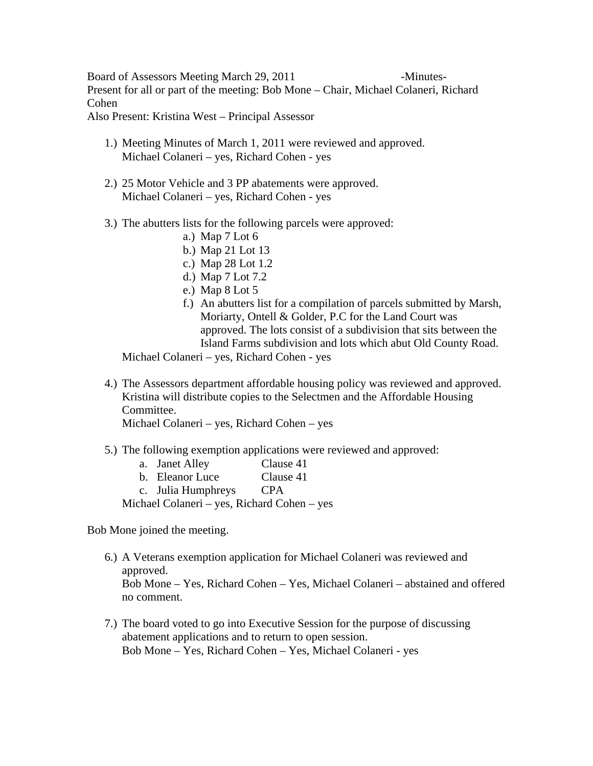Board of Assessors Meeting March 29, 2011 -Minutes-

Present for all or part of the meeting: Bob Mone – Chair, Michael Colaneri, Richard Cohen

Also Present: Kristina West – Principal Assessor

1.) Meeting Minutes of March 1, 2011 were reviewed and approved.
Michael Colaneri – yes, Richard Cohen - yes

2.) 25 Motor Vehicle and 3 PP abatements were approved.
Michael Colaneri – yes, Richard Cohen - yes

3.) The abutters lists for the following parcels were approved:
    a.) Map 7 Lot 6
    b.) Map 21 Lot 13
    c.) Map 28 Lot 1.2
    d.) Map 7 Lot 7.2
    e.) Map 8 Lot 5
    f.) An abutters list for a compilation of parcels submitted by Marsh, Moriarty, Ontell & Golder, P.C for the Land Court was approved. The lots consist of a subdivision that sits between the Island Farms subdivision and lots which abut Old County Road.

Michael Colaneri – yes, Richard Cohen - yes

4.) The Assessors department affordable housing policy was reviewed and approved. Kristina will distribute copies to the Selectmen and the Affordable Housing Committee.
Michael Colaneri – yes, Richard Cohen – yes

5.) The following exemption applications were reviewed and approved:
    a. Janet Alley Clause 41
    b. Eleanor Luce Clause 41
    c. Julia Humphreys CPA

Michael Colaneri – yes, Richard Cohen – yes

Bob Mone joined the meeting.

6.) A Veterans exemption application for Michael Colaneri was reviewed and approved.
Bob Mone – Yes, Richard Cohen – Yes, Michael Colaneri – abstained and offered no comment.

7.) The board voted to go into Executive Session for the purpose of discussing abatement applications and to return to open session.
Bob Mone – Yes, Richard Cohen – Yes, Michael Colaneri - yes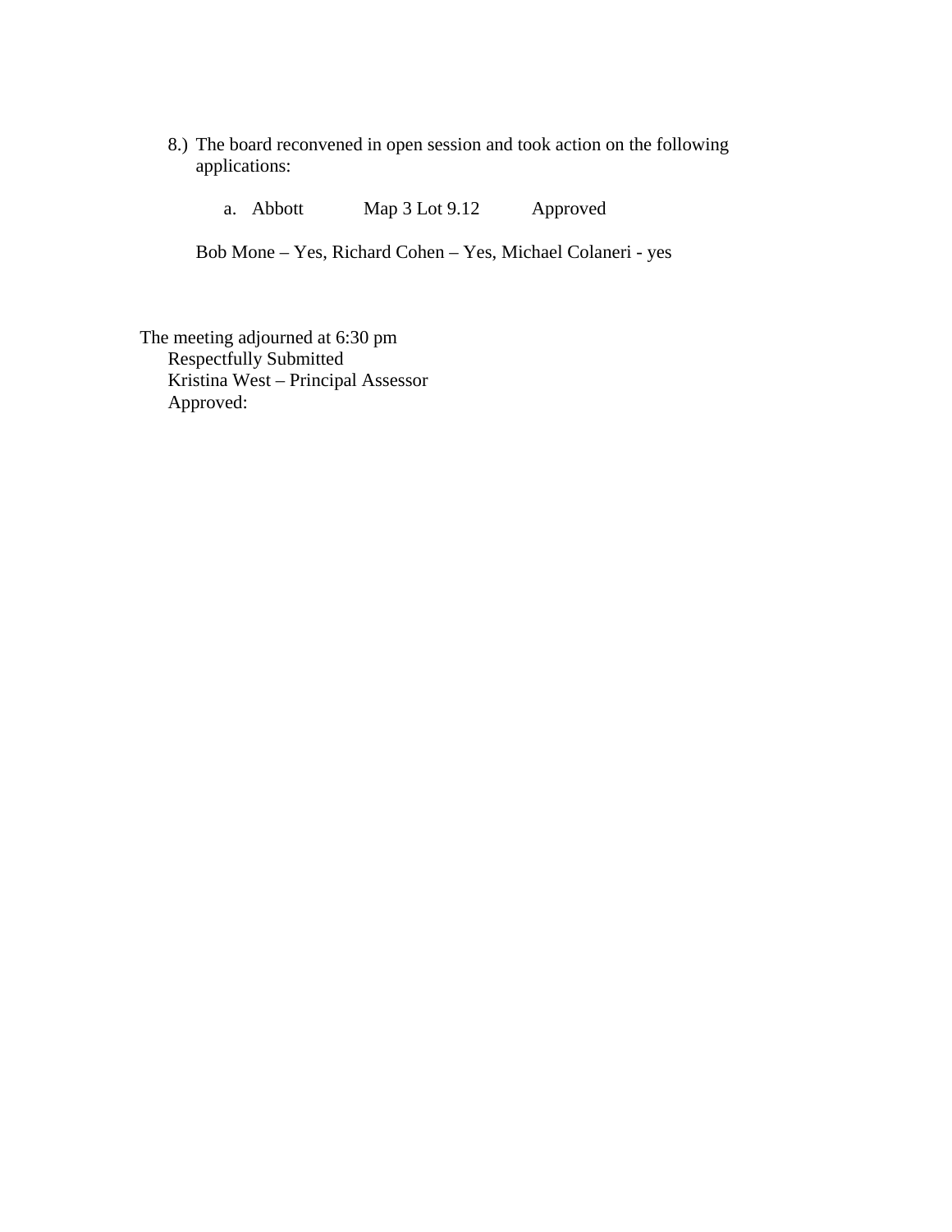8.) The board reconvened in open session and took action on the following applications:

   a. Abbott    Map 3 Lot 9.12    Approved

   Bob Mone – Yes, Richard Cohen – Yes, Michael Colaneri - yes

The meeting adjourned at 6:30 pm

Respectfully Submitted

Kristina West – Principal Assessor

Approved: